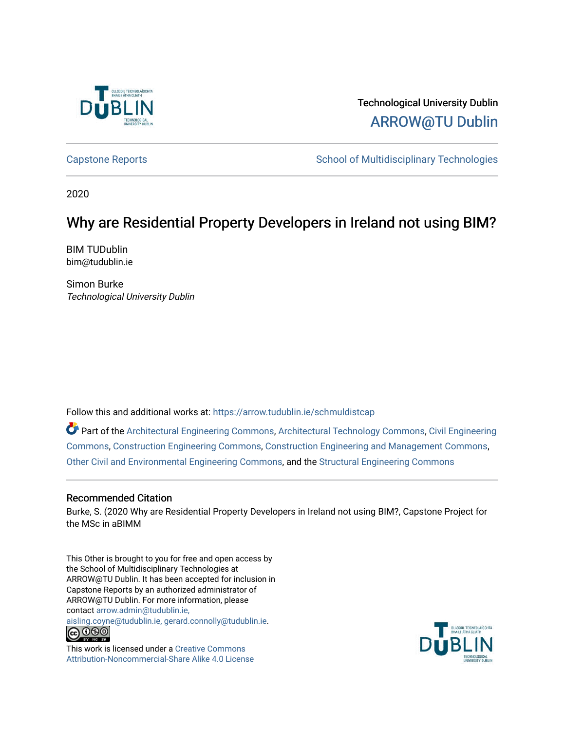Technological University Dublin

ARROW@TU Dublin

Capstone Reports

School of Multidisciplinary Technologies

2020

# Why are Residential Property Developers in Ireland not using BIM?

BIM TUDublin
bim@tudublin.ie

Simon Burke
*Technological University Dublin*

Follow this and additional works at: https://arrow.tudublin.ie/schmuldistcap

Part of the Architectural Engineering Commons, Architectural Technology Commons, Civil Engineering Commons, Construction Engineering Commons, Construction Engineering and Management Commons, Other Civil and Environmental Engineering Commons, and the Structural Engineering Commons

## Recommended Citation

Burke, S. (2020 Why are Residential Property Developers in Ireland not using BIM?, Capstone Project for the MSc in aBIMM

This Other is brought to you for free and open access by the School of Multidisciplinary Technologies at ARROW@TU Dublin. It has been accepted for inclusion in Capstone Reports by an authorized administrator of ARROW@TU Dublin. For more information, please contact arrow.admin@tudublin.ie, aisling.coyne@tudublin.ie, gerard.connolly@tudublin.ie.

This work is licensed under a Creative Commons Attribution-Noncommercial-Share Alike 4.0 License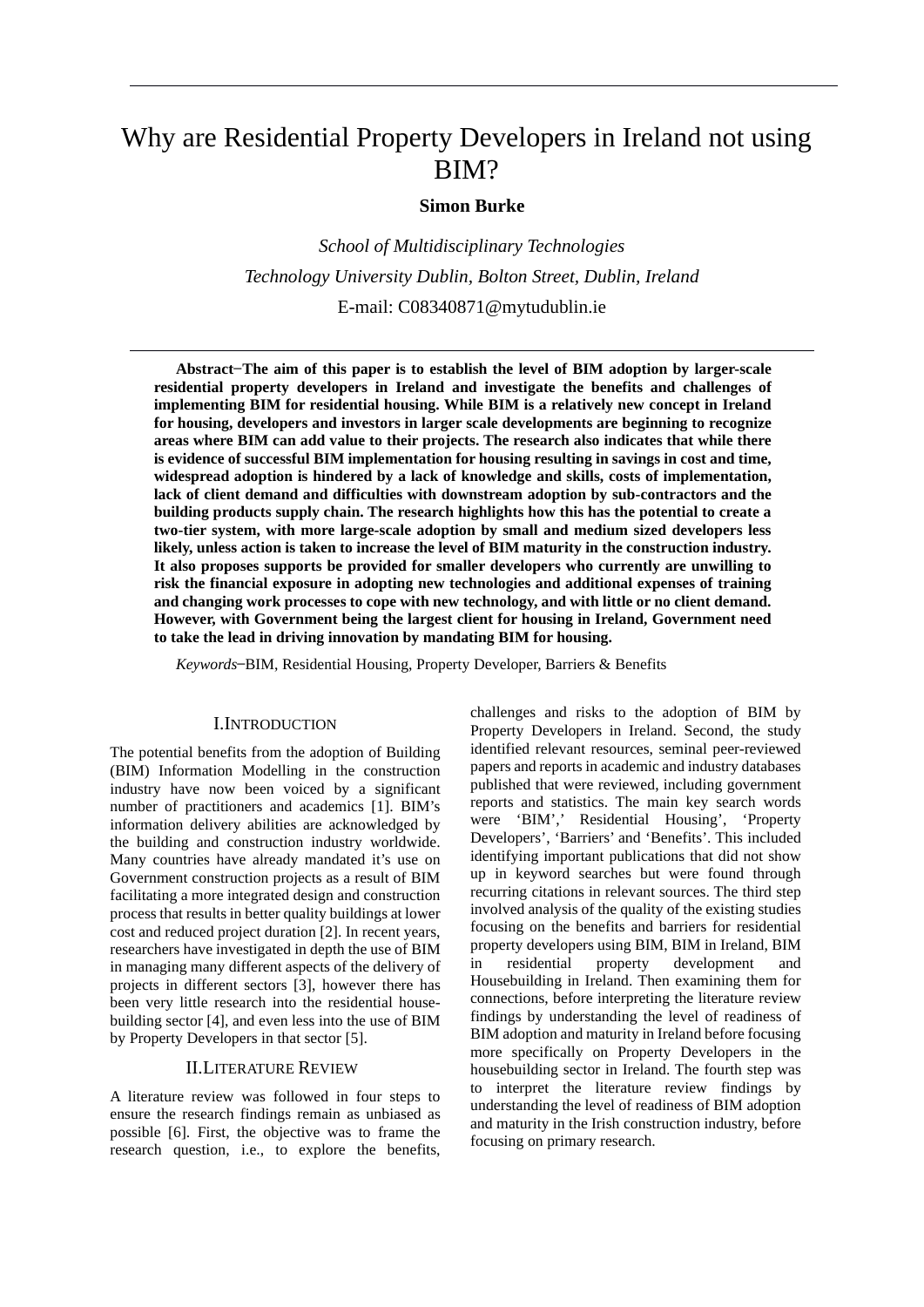# Why are Residential Property Developers in Ireland not using BIM?

**Simon Burke**

*School of Multidisciplinary Technologies*

*Technology University Dublin, Bolton Street, Dublin, Ireland*

E-mail: C08340871@mytudublin.ie

**Abstract−The aim of this paper is to establish the level of BIM adoption by larger-scale residential property developers in Ireland and investigate the benefits and challenges of implementing BIM for residential housing. While BIM is a relatively new concept in Ireland for housing, developers and investors in larger scale developments are beginning to recognize areas where BIM can add value to their projects. The research also indicates that while there is evidence of successful BIM implementation for housing resulting in savings in cost and time, widespread adoption is hindered by a lack of knowledge and skills, costs of implementation, lack of client demand and difficulties with downstream adoption by sub-contractors and the building products supply chain. The research highlights how this has the potential to create a two-tier system, with more large-scale adoption by small and medium sized developers less likely, unless action is taken to increase the level of BIM maturity in the construction industry. It also proposes supports be provided for smaller developers who currently are unwilling to risk the financial exposure in adopting new technologies and additional expenses of training and changing work processes to cope with new technology, and with little or no client demand. However, with Government being the largest client for housing in Ireland, Government need to take the lead in driving innovation by mandating BIM for housing.**

*Keywords*−BIM, Residential Housing, Property Developer, Barriers & Benefits

## I. INTRODUCTION

The potential benefits from the adoption of Building (BIM) Information Modelling in the construction industry have now been voiced by a significant number of practitioners and academics [1]. BIM's information delivery abilities are acknowledged by the building and construction industry worldwide. Many countries have already mandated it's use on Government construction projects as a result of BIM facilitating a more integrated design and construction process that results in better quality buildings at lower cost and reduced project duration [2]. In recent years, researchers have investigated in depth the use of BIM in managing many different aspects of the delivery of projects in different sectors [3], however there has been very little research into the residential house-building sector [4], and even less into the use of BIM by Property Developers in that sector [5].

## II. LITERATURE REVIEW

A literature review was followed in four steps to ensure the research findings remain as unbiased as possible [6]. First, the objective was to frame the research question, i.e., to explore the benefits, challenges and risks to the adoption of BIM by Property Developers in Ireland. Second, the study identified relevant resources, seminal peer-reviewed papers and reports in academic and industry databases published that were reviewed, including government reports and statistics. The main key search words were 'BIM',' Residential Housing', 'Property Developers', 'Barriers' and 'Benefits'. This included identifying important publications that did not show up in keyword searches but were found through recurring citations in relevant sources. The third step involved analysis of the quality of the existing studies focusing on the benefits and barriers for residential property developers using BIM, BIM in Ireland, BIM in residential property development and Housebuilding in Ireland. Then examining them for connections, before interpreting the literature review findings by understanding the level of readiness of BIM adoption and maturity in Ireland before focusing more specifically on Property Developers in the housebuilding sector in Ireland. The fourth step was to interpret the literature review findings by understanding the level of readiness of BIM adoption and maturity in the Irish construction industry, before focusing on primary research.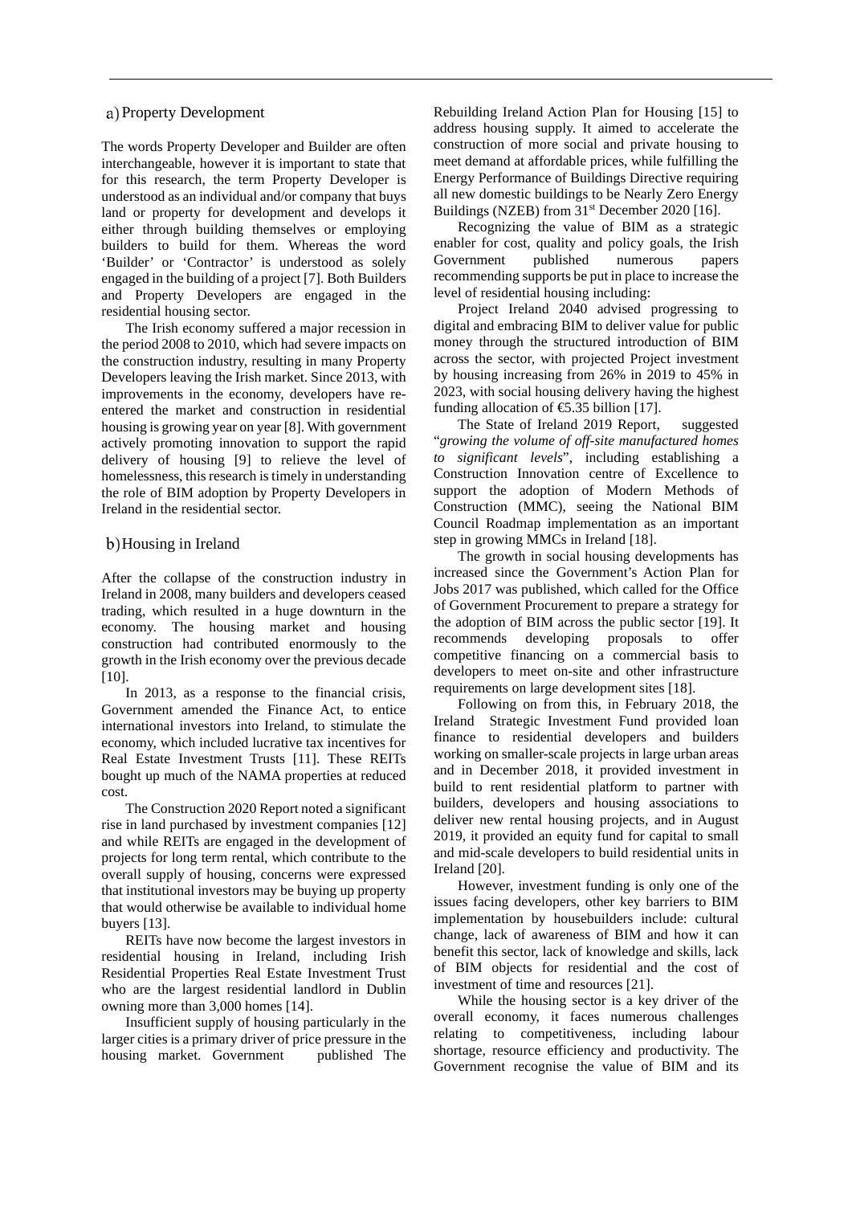### a) Property Development

The words Property Developer and Builder are often interchangeable, however it is important to state that for this research, the term Property Developer is understood as an individual and/or company that buys land or property for development and develops it either through building themselves or employing builders to build for them. Whereas the word 'Builder' or 'Contractor' is understood as solely engaged in the building of a project [7]. Both Builders and Property Developers are engaged in the residential housing sector.

The Irish economy suffered a major recession in the period 2008 to 2010, which had severe impacts on the construction industry, resulting in many Property Developers leaving the Irish market. Since 2013, with improvements in the economy, developers have re-entered the market and construction in residential housing is growing year on year [8]. With government actively promoting innovation to support the rapid delivery of housing [9] to relieve the level of homelessness, this research is timely in understanding the role of BIM adoption by Property Developers in Ireland in the residential sector.

### b) Housing in Ireland

After the collapse of the construction industry in Ireland in 2008, many builders and developers ceased trading, which resulted in a huge downturn in the economy. The housing market and housing construction had contributed enormously to the growth in the Irish economy over the previous decade [10].

In 2013, as a response to the financial crisis, Government amended the Finance Act, to entice international investors into Ireland, to stimulate the economy, which included lucrative tax incentives for Real Estate Investment Trusts [11]. These REITs bought up much of the NAMA properties at reduced cost.

The Construction 2020 Report noted a significant rise in land purchased by investment companies [12] and while REITs are engaged in the development of projects for long term rental, which contribute to the overall supply of housing, concerns were expressed that institutional investors may be buying up property that would otherwise be available to individual home buyers [13].

REITs have now become the largest investors in residential housing in Ireland, including Irish Residential Properties Real Estate Investment Trust who are the largest residential landlord in Dublin owning more than 3,000 homes [14].

Insufficient supply of housing particularly in the larger cities is a primary driver of price pressure in the housing market. Government published The Rebuilding Ireland Action Plan for Housing [15] to address housing supply. It aimed to accelerate the construction of more social and private housing to meet demand at affordable prices, while fulfilling the Energy Performance of Buildings Directive requiring all new domestic buildings to be Nearly Zero Energy Buildings (NZEB) from 31st December 2020 [16].

Recognizing the value of BIM as a strategic enabler for cost, quality and policy goals, the Irish Government published numerous papers recommending supports be put in place to increase the level of residential housing including:

Project Ireland 2040 advised progressing to digital and embracing BIM to deliver value for public money through the structured introduction of BIM across the sector, with projected Project investment by housing increasing from 26% in 2019 to 45% in 2023, with social housing delivery having the highest funding allocation of €5.35 billion [17].

The State of Ireland 2019 Report, suggested "*growing the volume of off-site manufactured homes to significant levels*", including establishing a Construction Innovation centre of Excellence to support the adoption of Modern Methods of Construction (MMC), seeing the National BIM Council Roadmap implementation as an important step in growing MMCs in Ireland [18].

The growth in social housing developments has increased since the Government's Action Plan for Jobs 2017 was published, which called for the Office of Government Procurement to prepare a strategy for the adoption of BIM across the public sector [19]. It recommends developing proposals to offer competitive financing on a commercial basis to developers to meet on-site and other infrastructure requirements on large development sites [18].

Following on from this, in February 2018, the Ireland Strategic Investment Fund provided loan finance to residential developers and builders working on smaller-scale projects in large urban areas and in December 2018, it provided investment in build to rent residential platform to partner with builders, developers and housing associations to deliver new rental housing projects, and in August 2019, it provided an equity fund for capital to small and mid-scale developers to build residential units in Ireland [20].

However, investment funding is only one of the issues facing developers, other key barriers to BIM implementation by housebuilders include: cultural change, lack of awareness of BIM and how it can benefit this sector, lack of knowledge and skills, lack of BIM objects for residential and the cost of investment of time and resources [21].

While the housing sector is a key driver of the overall economy, it faces numerous challenges relating to competitiveness, including labour shortage, resource efficiency and productivity. The Government recognise the value of BIM and its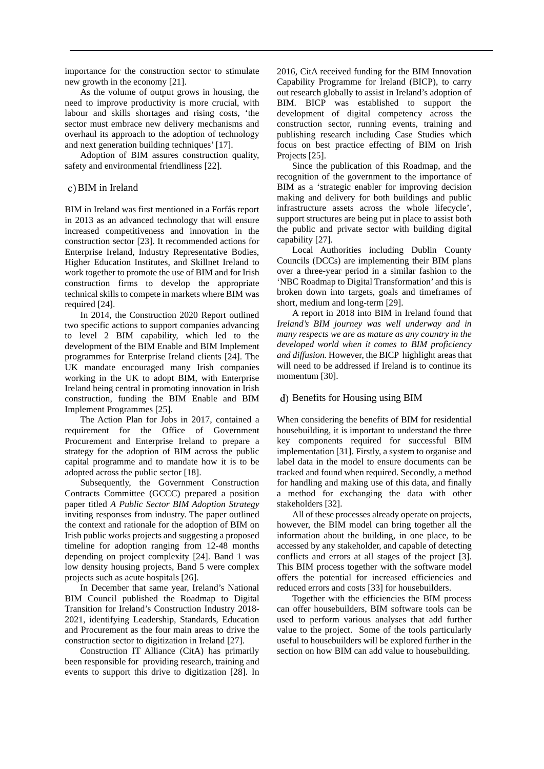importance for the construction sector to stimulate new growth in the economy [21].

As the volume of output grows in housing, the need to improve productivity is more crucial, with labour and skills shortages and rising costs, 'the sector must embrace new delivery mechanisms and overhaul its approach to the adoption of technology and next generation building techniques' [17].

Adoption of BIM assures construction quality, safety and environmental friendliness [22].

### c) BIM in Ireland

BIM in Ireland was first mentioned in a Forfás report in 2013 as an advanced technology that will ensure increased competitiveness and innovation in the construction sector [23]. It recommended actions for Enterprise Ireland, Industry Representative Bodies, Higher Education Institutes, and Skillnet Ireland to work together to promote the use of BIM and for Irish construction firms to develop the appropriate technical skills to compete in markets where BIM was required [24].

In 2014, the Construction 2020 Report outlined two specific actions to support companies advancing to level 2 BIM capability, which led to the development of the BIM Enable and BIM Implement programmes for Enterprise Ireland clients [24]. The UK mandate encouraged many Irish companies working in the UK to adopt BIM, with Enterprise Ireland being central in promoting innovation in Irish construction, funding the BIM Enable and BIM Implement Programmes [25].

The Action Plan for Jobs in 2017, contained a requirement for the Office of Government Procurement and Enterprise Ireland to prepare a strategy for the adoption of BIM across the public capital programme and to mandate how it is to be adopted across the public sector [18].

Subsequently, the Government Construction Contracts Committee (GCCC) prepared a position paper titled *A Public Sector BIM Adoption Strategy* inviting responses from industry. The paper outlined the context and rationale for the adoption of BIM on Irish public works projects and suggesting a proposed timeline for adoption ranging from 12-48 months depending on project complexity [24]. Band 1 was low density housing projects, Band 5 were complex projects such as acute hospitals [26].

In December that same year, Ireland's National BIM Council published the Roadmap to Digital Transition for Ireland's Construction Industry 2018-2021, identifying Leadership, Standards, Education and Procurement as the four main areas to drive the construction sector to digitization in Ireland [27].

Construction IT Alliance (CitA) has primarily been responsible for providing research, training and events to support this drive to digitization [28]. In 2016, CitA received funding for the BIM Innovation Capability Programme for Ireland (BICP), to carry out research globally to assist in Ireland's adoption of BIM. BICP was established to support the development of digital competency across the construction sector, running events, training and publishing research including Case Studies which focus on best practice effecting of BIM on Irish Projects [25].

Since the publication of this Roadmap, and the recognition of the government to the importance of BIM as a 'strategic enabler for improving decision making and delivery for both buildings and public infrastructure assets across the whole lifecycle', support structures are being put in place to assist both the public and private sector with building digital capability [27].

Local Authorities including Dublin County Councils (DCCs) are implementing their BIM plans over a three-year period in a similar fashion to the 'NBC Roadmap to Digital Transformation' and this is broken down into targets, goals and timeframes of short, medium and long-term [29].

A report in 2018 into BIM in Ireland found that *Ireland's BIM journey was well underway and in many respects we are as mature as any country in the developed world when it comes to BIM proficiency and diffusion.* However, the BICP highlight areas that will need to be addressed if Ireland is to continue its momentum [30].

### d) Benefits for Housing using BIM

When considering the benefits of BIM for residential housebuilding, it is important to understand the three key components required for successful BIM implementation [31]. Firstly, a system to organise and label data in the model to ensure documents can be tracked and found when required. Secondly, a method for handling and making use of this data, and finally a method for exchanging the data with other stakeholders [32].

All of these processes already operate on projects, however, the BIM model can bring together all the information about the building, in one place, to be accessed by any stakeholder, and capable of detecting conflicts and errors at all stages of the project [3]. This BIM process together with the software model offers the potential for increased efficiencies and reduced errors and costs [33] for housebuilders.

Together with the efficiencies the BIM process can offer housebuilders, BIM software tools can be used to perform various analyses that add further value to the project. Some of the tools particularly useful to housebuilders will be explored further in the section on how BIM can add value to housebuilding.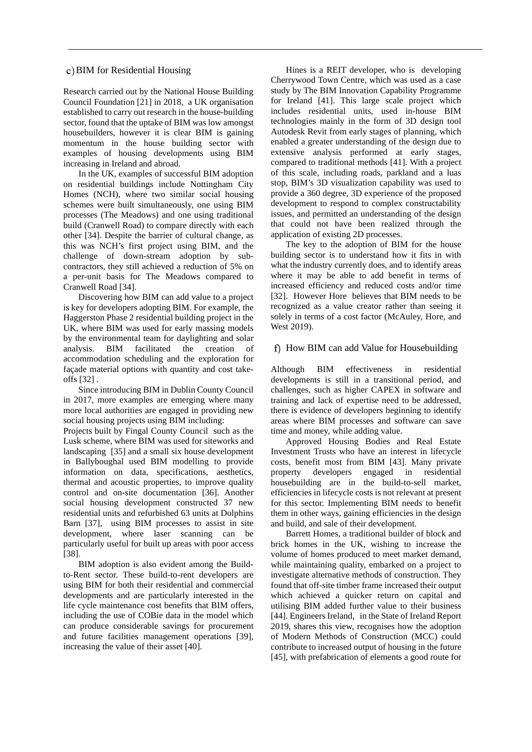### c) BIM for Residential Housing

Research carried out by the National House Building Council Foundation [21] in 2018, a UK organisation established to carry out research in the house-building sector, found that the uptake of BIM was low amongst housebuilders, however it is clear BIM is gaining momentum in the house building sector with examples of housing developments using BIM increasing in Ireland and abroad.

In the UK, examples of successful BIM adoption on residential buildings include Nottingham City Homes (NCH), where two similar social housing schemes were built simultaneously, one using BIM processes (The Meadows) and one using traditional build (Cranwell Road) to compare directly with each other [34]. Despite the barrier of cultural change, as this was NCH's first project using BIM, and the challenge of down-stream adoption by sub-contractors, they still achieved a reduction of 5% on a per-unit basis for The Meadows compared to Cranwell Road [34].

Discovering how BIM can add value to a project is key for developers adopting BIM. For example, the Haggerston Phase 2 residential building project in the UK, where BIM was used for early massing models by the environmental team for daylighting and solar analysis. BIM facilitated the creation of accommodation scheduling and the exploration for façade material options with quantity and cost take-offs [32] .

Since introducing BIM in Dublin County Council in 2017, more examples are emerging where many more local authorities are engaged in providing new social housing projects using BIM including:
Projects built by Fingal County Council such as the Lusk scheme, where BIM was used for siteworks and landscaping [35] and a small six house development in Ballyboughal used BIM modelling to provide information on data, specifications, aesthetics, thermal and acoustic properties, to improve quality control and on-site documentation [36]. Another social housing development constructed 37 new residential units and refurbished 63 units at Dolphins Barn [37], using BIM processes to assist in site development, where laser scanning can be particularly useful for built up areas with poor access [38].

BIM adoption is also evident among the Build-to-Rent sector. These build-to-rent developers are using BIM for both their residential and commercial developments and are particularly interested in the life cycle maintenance cost benefits that BIM offers, including the use of COBie data in the model which can produce considerable savings for procurement and future facilities management operations [39], increasing the value of their asset [40].

Hines is a REIT developer, who is developing Cherrywood Town Centre, which was used as a case study by The BIM Innovation Capability Programme for Ireland [41]. This large scale project which includes residential units, used in-house BIM technologies mainly in the form of 3D design tool Autodesk Revit from early stages of planning, which enabled a greater understanding of the design due to extensive analysis performed at early stages, compared to traditional methods [41]. With a project of this scale, including roads, parkland and a luas stop, BIM's 3D visualization capability was used to provide a 360 degree, 3D experience of the proposed development to respond to complex constructability issues, and permitted an understanding of the design that could not have been realized through the application of existing 2D processes.

The key to the adoption of BIM for the house building sector is to understand how it fits in with what the industry currently does, and to identify areas where it may be able to add benefit in terms of increased efficiency and reduced costs and/or time [32]. However Hore believes that BIM needs to be recognized as a value creator rather than seeing it solely in terms of a cost factor (McAuley, Hore, and West 2019).

### f) How BIM can add Value for Housebuilding

Although BIM effectiveness in residential developments is still in a transitional period, and challenges, such as higher CAPEX in software and training and lack of expertise need to be addressed, there is evidence of developers beginning to identify areas where BIM processes and software can save time and money, while adding value.

Approved Housing Bodies and Real Estate Investment Trusts who have an interest in lifecycle costs, benefit most from BIM [43]. Many private property developers engaged in residential housebuilding are in the build-to-sell market, efficiencies in lifecycle costs is not relevant at present for this sector. Implementing BIM needs to benefit them in other ways, gaining efficiencies in the design and build, and sale of their development.

Barrett Homes, a traditional builder of block and brick homes in the UK, wishing to increase the volume of homes produced to meet market demand, while maintaining quality, embarked on a project to investigate alternative methods of construction. They found that off-site timber frame increased their output which achieved a quicker return on capital and utilising BIM added further value to their business [44]. Engineers Ireland, in the State of Ireland Report 2019, shares this view, recognises how the adoption of Modern Methods of Construction (MCC) could contribute to increased output of housing in the future [45], with prefabrication of elements a good route for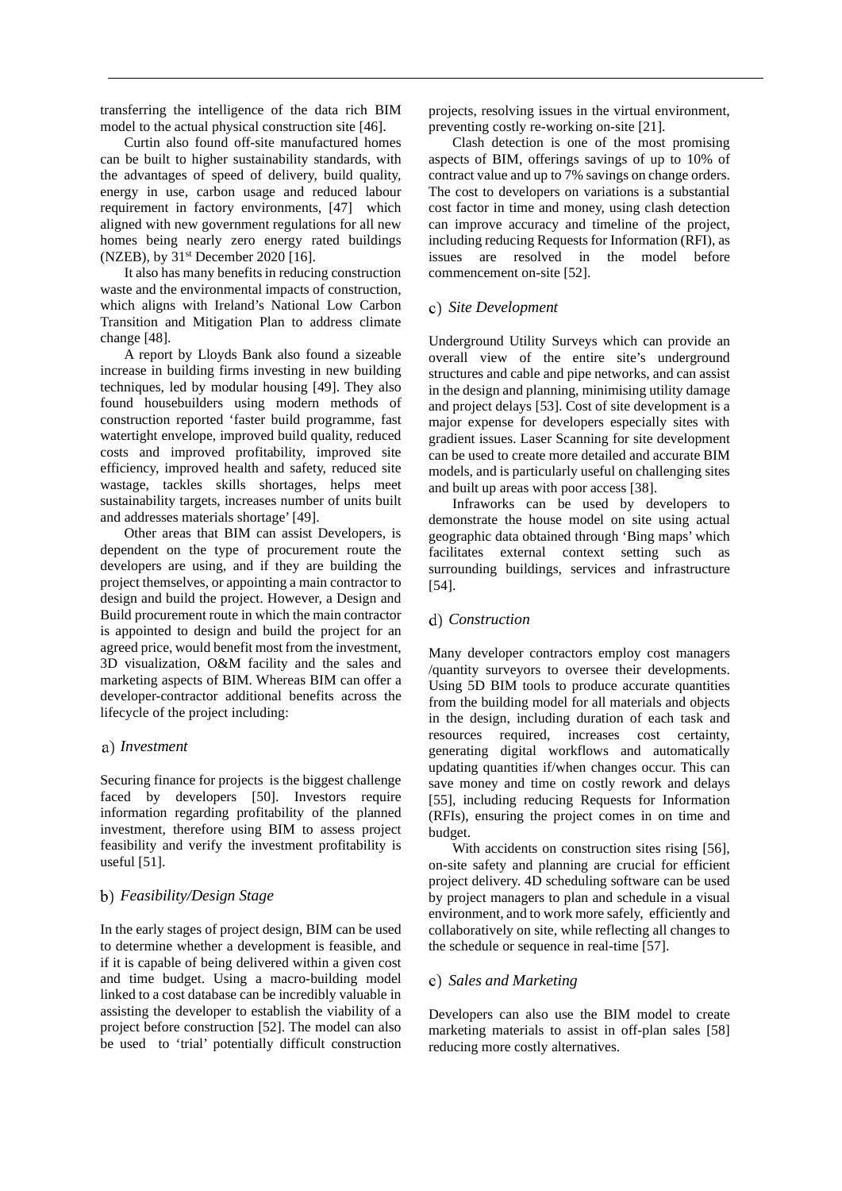transferring the intelligence of the data rich BIM model to the actual physical construction site [46].

Curtin also found off-site manufactured homes can be built to higher sustainability standards, with the advantages of speed of delivery, build quality, energy in use, carbon usage and reduced labour requirement in factory environments, [47] which aligned with new government regulations for all new homes being nearly zero energy rated buildings (NZEB), by 31st December 2020 [16].

It also has many benefits in reducing construction waste and the environmental impacts of construction, which aligns with Ireland's National Low Carbon Transition and Mitigation Plan to address climate change [48].

A report by Lloyds Bank also found a sizeable increase in building firms investing in new building techniques, led by modular housing [49]. They also found housebuilders using modern methods of construction reported 'faster build programme, fast watertight envelope, improved build quality, reduced costs and improved profitability, improved site efficiency, improved health and safety, reduced site wastage, tackles skills shortages, helps meet sustainability targets, increases number of units built and addresses materials shortage' [49].

Other areas that BIM can assist Developers, is dependent on the type of procurement route the developers are using, and if they are building the project themselves, or appointing a main contractor to design and build the project. However, a Design and Build procurement route in which the main contractor is appointed to design and build the project for an agreed price, would benefit most from the investment, 3D visualization, O&M facility and the sales and marketing aspects of BIM. Whereas BIM can offer a developer-contractor additional benefits across the lifecycle of the project including:

### a) *Investment*

Securing finance for projects is the biggest challenge faced by developers [50]. Investors require information regarding profitability of the planned investment, therefore using BIM to assess project feasibility and verify the investment profitability is useful [51].

### b) *Feasibility/Design Stage*

In the early stages of project design, BIM can be used to determine whether a development is feasible, and if it is capable of being delivered within a given cost and time budget. Using a macro-building model linked to a cost database can be incredibly valuable in assisting the developer to establish the viability of a project before construction [52]. The model can also be used to 'trial' potentially difficult construction projects, resolving issues in the virtual environment, preventing costly re-working on-site [21].

Clash detection is one of the most promising aspects of BIM, offerings savings of up to 10% of contract value and up to 7% savings on change orders. The cost to developers on variations is a substantial cost factor in time and money, using clash detection can improve accuracy and timeline of the project, including reducing Requests for Information (RFI), as issues are resolved in the model before commencement on-site [52].

### c) *Site Development*

Underground Utility Surveys which can provide an overall view of the entire site's underground structures and cable and pipe networks, and can assist in the design and planning, minimising utility damage and project delays [53]. Cost of site development is a major expense for developers especially sites with gradient issues. Laser Scanning for site development can be used to create more detailed and accurate BIM models, and is particularly useful on challenging sites and built up areas with poor access [38].

Infraworks can be used by developers to demonstrate the house model on site using actual geographic data obtained through 'Bing maps' which facilitates external context setting such as surrounding buildings, services and infrastructure [54].

### d) *Construction*

Many developer contractors employ cost managers /quantity surveyors to oversee their developments. Using 5D BIM tools to produce accurate quantities from the building model for all materials and objects in the design, including duration of each task and resources required, increases cost certainty, generating digital workflows and automatically updating quantities if/when changes occur. This can save money and time on costly rework and delays [55], including reducing Requests for Information (RFIs), ensuring the project comes in on time and budget.

With accidents on construction sites rising [56], on-site safety and planning are crucial for efficient project delivery. 4D scheduling software can be used by project managers to plan and schedule in a visual environment, and to work more safely, efficiently and collaboratively on site, while reflecting all changes to the schedule or sequence in real-time [57].

### e) *Sales and Marketing*

Developers can also use the BIM model to create marketing materials to assist in off-plan sales [58] reducing more costly alternatives.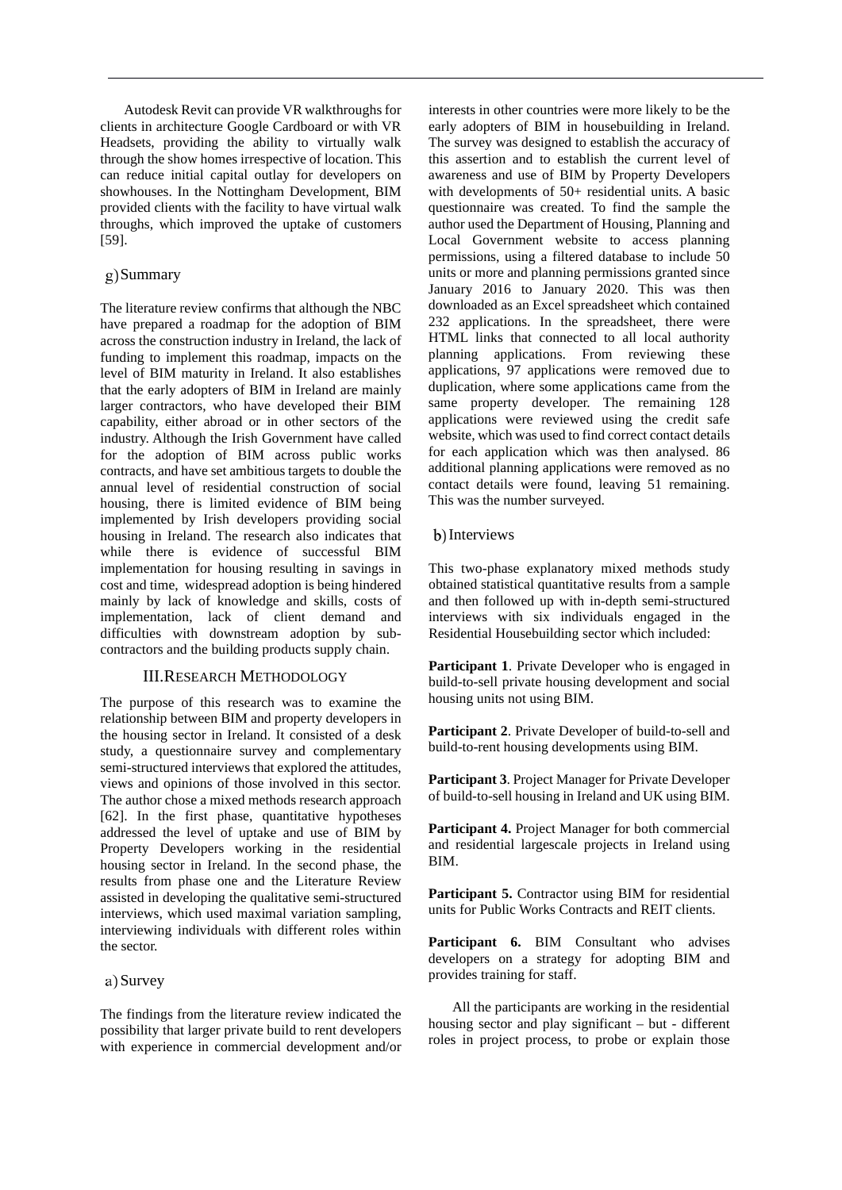Autodesk Revit can provide VR walkthroughs for clients in architecture Google Cardboard or with VR Headsets, providing the ability to virtually walk through the show homes irrespective of location. This can reduce initial capital outlay for developers on showhouses. In the Nottingham Development, BIM provided clients with the facility to have virtual walk throughs, which improved the uptake of customers [59].

### g) Summary

The literature review confirms that although the NBC have prepared a roadmap for the adoption of BIM across the construction industry in Ireland, the lack of funding to implement this roadmap, impacts on the level of BIM maturity in Ireland. It also establishes that the early adopters of BIM in Ireland are mainly larger contractors, who have developed their BIM capability, either abroad or in other sectors of the industry. Although the Irish Government have called for the adoption of BIM across public works contracts, and have set ambitious targets to double the annual level of residential construction of social housing, there is limited evidence of BIM being implemented by Irish developers providing social housing in Ireland. The research also indicates that while there is evidence of successful BIM implementation for housing resulting in savings in cost and time, widespread adoption is being hindered mainly by lack of knowledge and skills, costs of implementation, lack of client demand and difficulties with downstream adoption by sub-contractors and the building products supply chain.

## III. Research Methodology

The purpose of this research was to examine the relationship between BIM and property developers in the housing sector in Ireland. It consisted of a desk study, a questionnaire survey and complementary semi-structured interviews that explored the attitudes, views and opinions of those involved in this sector. The author chose a mixed methods research approach [62]. In the first phase, quantitative hypotheses addressed the level of uptake and use of BIM by Property Developers working in the residential housing sector in Ireland. In the second phase, the results from phase one and the Literature Review assisted in developing the qualitative semi-structured interviews, which used maximal variation sampling, interviewing individuals with different roles within the sector.

### a) Survey

The findings from the literature review indicated the possibility that larger private build to rent developers with experience in commercial development and/or interests in other countries were more likely to be the early adopters of BIM in housebuilding in Ireland. The survey was designed to establish the accuracy of this assertion and to establish the current level of awareness and use of BIM by Property Developers with developments of 50+ residential units. A basic questionnaire was created. To find the sample the author used the Department of Housing, Planning and Local Government website to access planning permissions, using a filtered database to include 50 units or more and planning permissions granted since January 2016 to January 2020. This was then downloaded as an Excel spreadsheet which contained 232 applications. In the spreadsheet, there were HTML links that connected to all local authority planning applications. From reviewing these applications, 97 applications were removed due to duplication, where some applications came from the same property developer. The remaining 128 applications were reviewed using the credit safe website, which was used to find correct contact details for each application which was then analysed. 86 additional planning applications were removed as no contact details were found, leaving 51 remaining. This was the number surveyed.

### b) Interviews

This two-phase explanatory mixed methods study obtained statistical quantitative results from a sample and then followed up with in-depth semi-structured interviews with six individuals engaged in the Residential Housebuilding sector which included:

**Participant 1**. Private Developer who is engaged in build-to-sell private housing development and social housing units not using BIM.

**Participant 2**. Private Developer of build-to-sell and build-to-rent housing developments using BIM.

**Participant 3**. Project Manager for Private Developer of build-to-sell housing in Ireland and UK using BIM.

**Participant 4.** Project Manager for both commercial and residential largescale projects in Ireland using BIM.

**Participant 5.** Contractor using BIM for residential units for Public Works Contracts and REIT clients.

**Participant 6.** BIM Consultant who advises developers on a strategy for adopting BIM and provides training for staff.

All the participants are working in the residential housing sector and play significant – but - different roles in project process, to probe or explain those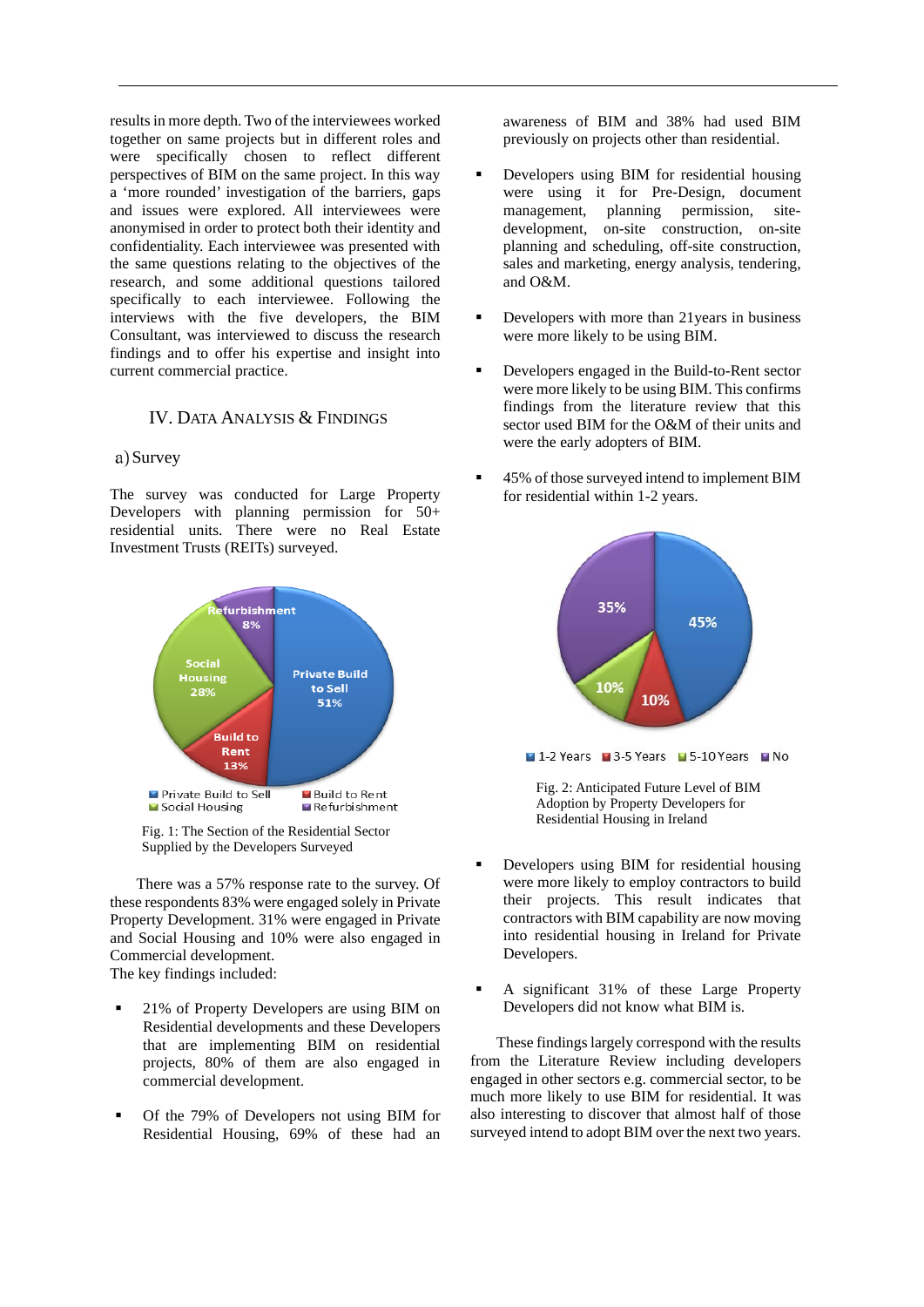results in more depth. Two of the interviewees worked together on same projects but in different roles and were specifically chosen to reflect different perspectives of BIM on the same project. In this way a 'more rounded' investigation of the barriers, gaps and issues were explored. All interviewees were anonymised in order to protect both their identity and confidentiality. Each interviewee was presented with the same questions relating to the objectives of the research, and some additional questions tailored specifically to each interviewee. Following the interviews with the five developers, the BIM Consultant, was interviewed to discuss the research findings and to offer his expertise and insight into current commercial practice.

## IV. Data Analysis & Findings

### a) Survey

The survey was conducted for Large Property Developers with planning permission for 50+ residential units. There were no Real Estate Investment Trusts (REITs) surveyed.

Fig. 1: The Section of the Residential Sector Supplied by the Developers Surveyed

There was a 57% response rate to the survey. Of these respondents 83% were engaged solely in Private Property Development. 31% were engaged in Private and Social Housing and 10% were also engaged in Commercial development.

The key findings included:

- 21% of Property Developers are using BIM on Residential developments and these Developers that are implementing BIM on residential projects, 80% of them are also engaged in commercial development.
- Of the 79% of Developers not using BIM for Residential Housing, 69% of these had an awareness of BIM and 38% had used BIM previously on projects other than residential.
- Developers using BIM for residential housing were using it for Pre-Design, document management, planning permission, site-development, on-site construction, on-site planning and scheduling, off-site construction, sales and marketing, energy analysis, tendering, and O&M.
- Developers with more than 21years in business were more likely to be using BIM.
- Developers engaged in the Build-to-Rent sector were more likely to be using BIM. This confirms findings from the literature review that this sector used BIM for the O&M of their units and were the early adopters of BIM.
- 45% of those surveyed intend to implement BIM for residential within 1-2 years.

Fig. 2: Anticipated Future Level of BIM Adoption by Property Developers for Residential Housing in Ireland

- Developers using BIM for residential housing were more likely to employ contractors to build their projects. This result indicates that contractors with BIM capability are now moving into residential housing in Ireland for Private Developers.
- A significant 31% of these Large Property Developers did not know what BIM is.

These findings largely correspond with the results from the Literature Review including developers engaged in other sectors e.g. commercial sector, to be much more likely to use BIM for residential. It was also interesting to discover that almost half of those surveyed intend to adopt BIM over the next two years.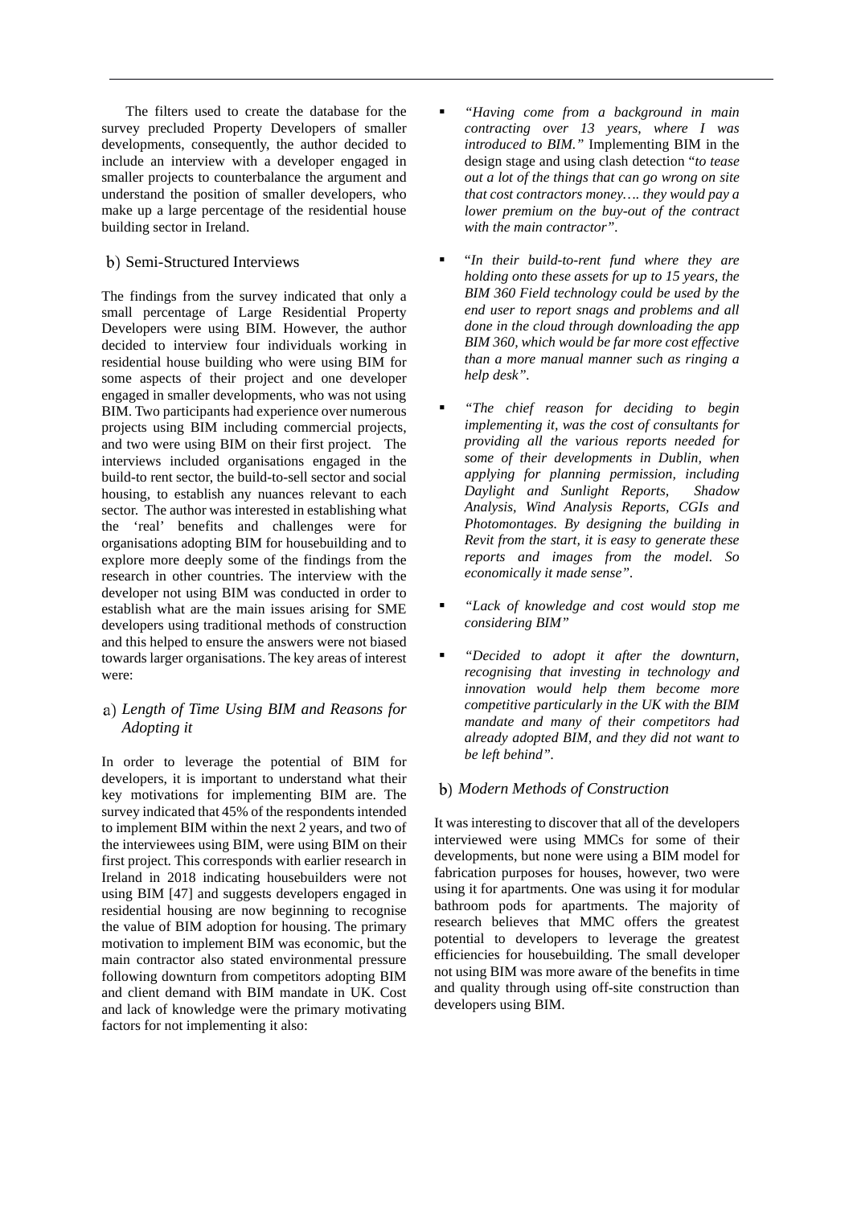The filters used to create the database for the survey precluded Property Developers of smaller developments, consequently, the author decided to include an interview with a developer engaged in smaller projects to counterbalance the argument and understand the position of smaller developers, who make up a large percentage of the residential house building sector in Ireland.

### b) Semi-Structured Interviews

The findings from the survey indicated that only a small percentage of Large Residential Property Developers were using BIM. However, the author decided to interview four individuals working in residential house building who were using BIM for some aspects of their project and one developer engaged in smaller developments, who was not using BIM. Two participants had experience over numerous projects using BIM including commercial projects, and two were using BIM on their first project. The interviews included organisations engaged in the build-to rent sector, the build-to-sell sector and social housing, to establish any nuances relevant to each sector. The author was interested in establishing what the 'real' benefits and challenges were for organisations adopting BIM for housebuilding and to explore more deeply some of the findings from the research in other countries. The interview with the developer not using BIM was conducted in order to establish what are the main issues arising for SME developers using traditional methods of construction and this helped to ensure the answers were not biased towards larger organisations. The key areas of interest were:

#### a) *Length of Time Using BIM and Reasons for Adopting it*

In order to leverage the potential of BIM for developers, it is important to understand what their key motivations for implementing BIM are. The survey indicated that 45% of the respondents intended to implement BIM within the next 2 years, and two of the interviewees using BIM, were using BIM on their first project. This corresponds with earlier research in Ireland in 2018 indicating housebuilders were not using BIM [47] and suggests developers engaged in residential housing are now beginning to recognise the value of BIM adoption for housing. The primary motivation to implement BIM was economic, but the main contractor also stated environmental pressure following downturn from competitors adopting BIM and client demand with BIM mandate in UK. Cost and lack of knowledge were the primary motivating factors for not implementing it also:

- *"Having come from a background in main contracting over 13 years, where I was introduced to BIM."* Implementing BIM in the design stage and using clash detection "*to tease out a lot of the things that can go wrong on site that cost contractors money…. they would pay a lower premium on the buy-out of the contract with the main contractor"*.
- "*In their build-to-rent fund where they are holding onto these assets for up to 15 years, the BIM 360 Field technology could be used by the end user to report snags and problems and all done in the cloud through downloading the app BIM 360, which would be far more cost effective than a more manual manner such as ringing a help desk"*.
- *"The chief reason for deciding to begin implementing it, was the cost of consultants for providing all the various reports needed for some of their developments in Dublin, when applying for planning permission, including Daylight and Sunlight Reports, Shadow Analysis, Wind Analysis Reports, CGIs and Photomontages. By designing the building in Revit from the start, it is easy to generate these reports and images from the model. So economically it made sense"*.
- *"Lack of knowledge and cost would stop me considering BIM"*
- *"Decided to adopt it after the downturn, recognising that investing in technology and innovation would help them become more competitive particularly in the UK with the BIM mandate and many of their competitors had already adopted BIM, and they did not want to be left behind"*.

#### b) *Modern Methods of Construction*

It was interesting to discover that all of the developers interviewed were using MMCs for some of their developments, but none were using a BIM model for fabrication purposes for houses, however, two were using it for apartments. One was using it for modular bathroom pods for apartments. The majority of research believes that MMC offers the greatest potential to developers to leverage the greatest efficiencies for housebuilding. The small developer not using BIM was more aware of the benefits in time and quality through using off-site construction than developers using BIM.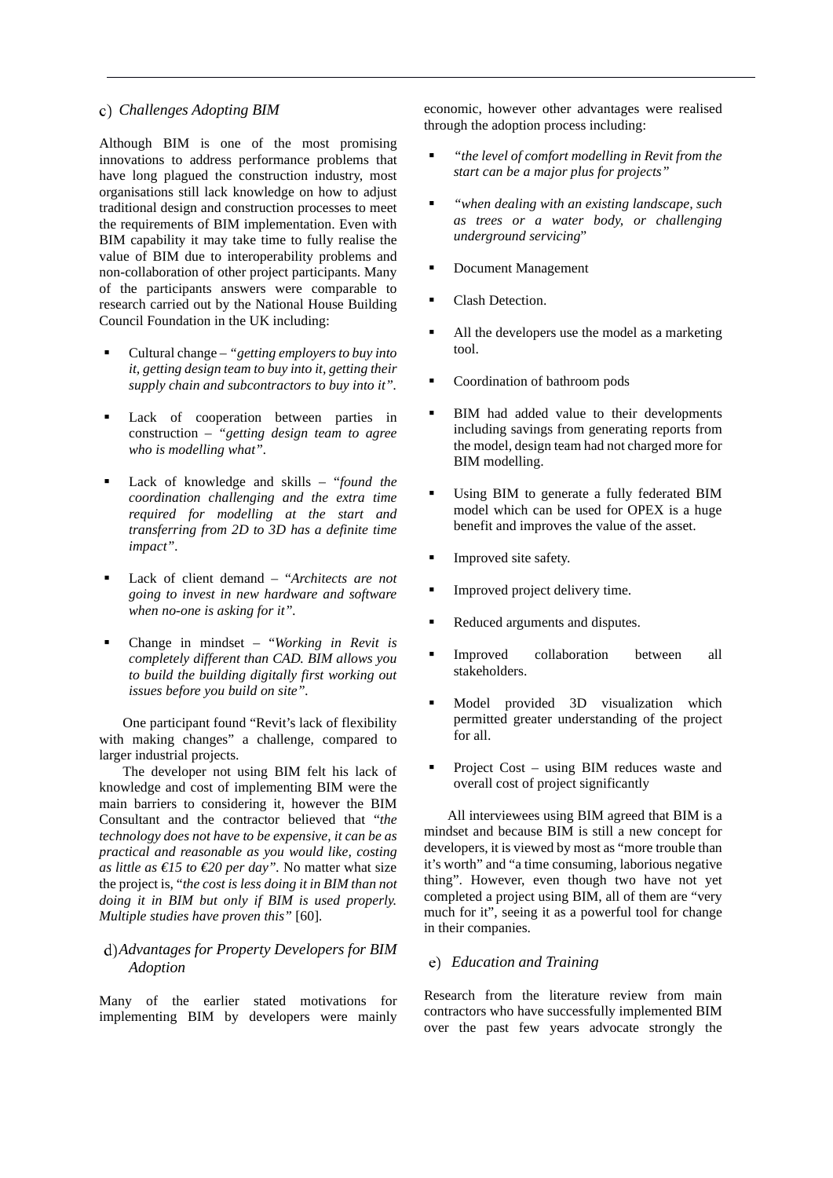### c) *Challenges Adopting BIM*

Although BIM is one of the most promising innovations to address performance problems that have long plagued the construction industry, most organisations still lack knowledge on how to adjust traditional design and construction processes to meet the requirements of BIM implementation. Even with BIM capability it may take time to fully realise the value of BIM due to interoperability problems and non-collaboration of other project participants. Many of the participants answers were comparable to research carried out by the National House Building Council Foundation in the UK including:

- Cultural change – *"getting employers to buy into it, getting design team to buy into it, getting their supply chain and subcontractors to buy into it"*.
- Lack of cooperation between parties in construction – *"getting design team to agree who is modelling what"*.
- Lack of knowledge and skills – "*found the coordination challenging and the extra time required for modelling at the start and transferring from 2D to 3D has a definite time impact"*.
- Lack of client demand – "*Architects are not going to invest in new hardware and software when no-one is asking for it"*.
- Change in mindset – "*Working in Revit is completely different than CAD. BIM allows you to build the building digitally first working out issues before you build on site"*.

One participant found "Revit's lack of flexibility with making changes" a challenge, compared to larger industrial projects.

The developer not using BIM felt his lack of knowledge and cost of implementing BIM were the main barriers to considering it, however the BIM Consultant and the contractor believed that "*the technology does not have to be expensive, it can be as practical and reasonable as you would like, costing as little as €15 to €20 per day"*. No matter what size the project is, "*the cost is less doing it in BIM than not doing it in BIM but only if BIM is used properly. Multiple studies have proven this"* [60].

### d) *Advantages for Property Developers for BIM Adoption*

Many of the earlier stated motivations for implementing BIM by developers were mainly economic, however other advantages were realised through the adoption process including:

- *"the level of comfort modelling in Revit from the start can be a major plus for projects"*
- *"when dealing with an existing landscape, such as trees or a water body, or challenging underground servicing*"
- Document Management
- Clash Detection.
- All the developers use the model as a marketing tool.
- Coordination of bathroom pods
- BIM had added value to their developments including savings from generating reports from the model, design team had not charged more for BIM modelling.
- Using BIM to generate a fully federated BIM model which can be used for OPEX is a huge benefit and improves the value of the asset.
- Improved site safety.
- Improved project delivery time.
- Reduced arguments and disputes.
- Improved collaboration between all stakeholders.
- Model provided 3D visualization which permitted greater understanding of the project for all.
- Project Cost – using BIM reduces waste and overall cost of project significantly

All interviewees using BIM agreed that BIM is a mindset and because BIM is still a new concept for developers, it is viewed by most as "more trouble than it's worth" and "a time consuming, laborious negative thing". However, even though two have not yet completed a project using BIM, all of them are "very much for it", seeing it as a powerful tool for change in their companies.

### e) *Education and Training*

Research from the literature review from main contractors who have successfully implemented BIM over the past few years advocate strongly the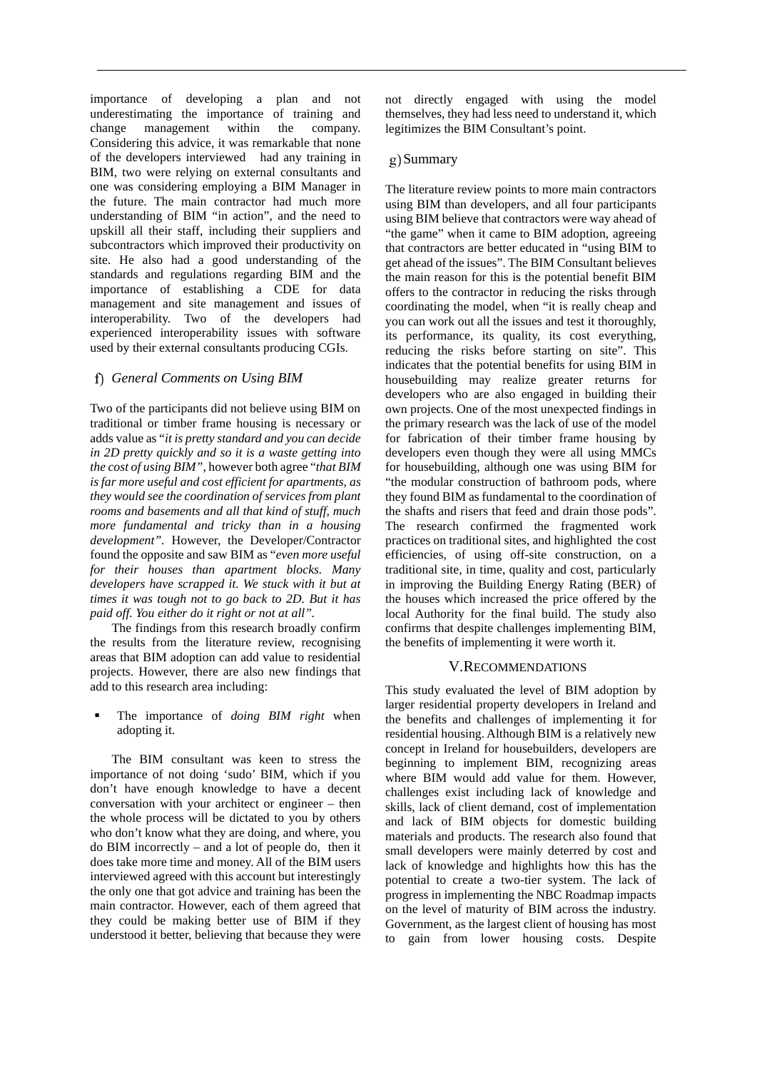importance of developing a plan and not underestimating the importance of training and change management within the company. Considering this advice, it was remarkable that none of the developers interviewed had any training in BIM, two were relying on external consultants and one was considering employing a BIM Manager in the future. The main contractor had much more understanding of BIM "in action", and the need to upskill all their staff, including their suppliers and subcontractors which improved their productivity on site. He also had a good understanding of the standards and regulations regarding BIM and the importance of establishing a CDE for data management and site management and issues of interoperability. Two of the developers had experienced interoperability issues with software used by their external consultants producing CGIs.

### f) *General Comments on Using BIM*

Two of the participants did not believe using BIM on traditional or timber frame housing is necessary or adds value as "*it is pretty standard and you can decide in 2D pretty quickly and so it is a waste getting into the cost of using BIM*", however both agree "*that BIM is far more useful and cost efficient for apartments, as they would see the coordination of services from plant rooms and basements and all that kind of stuff, much more fundamental and tricky than in a housing development*". However, the Developer/Contractor found the opposite and saw BIM as "*even more useful for their houses than apartment blocks. Many developers have scrapped it. We stuck with it but at times it was tough not to go back to 2D. But it has paid off. You either do it right or not at all*".

The findings from this research broadly confirm the results from the literature review, recognising areas that BIM adoption can add value to residential projects. However, there are also new findings that add to this research area including:

- The importance of *doing BIM right* when adopting it.

The BIM consultant was keen to stress the importance of not doing 'sudo' BIM, which if you don't have enough knowledge to have a decent conversation with your architect or engineer – then the whole process will be dictated to you by others who don't know what they are doing, and where, you do BIM incorrectly – and a lot of people do, then it does take more time and money. All of the BIM users interviewed agreed with this account but interestingly the only one that got advice and training has been the main contractor. However, each of them agreed that they could be making better use of BIM if they understood it better, believing that because they were not directly engaged with using the model themselves, they had less need to understand it, which legitimizes the BIM Consultant's point.

### g) Summary

The literature review points to more main contractors using BIM than developers, and all four participants using BIM believe that contractors were way ahead of "the game" when it came to BIM adoption, agreeing that contractors are better educated in "using BIM to get ahead of the issues". The BIM Consultant believes the main reason for this is the potential benefit BIM offers to the contractor in reducing the risks through coordinating the model, when "it is really cheap and you can work out all the issues and test it thoroughly, its performance, its quality, its cost everything, reducing the risks before starting on site". This indicates that the potential benefits for using BIM in housebuilding may realize greater returns for developers who are also engaged in building their own projects. One of the most unexpected findings in the primary research was the lack of use of the model for fabrication of their timber frame housing by developers even though they were all using MMCs for housebuilding, although one was using BIM for "the modular construction of bathroom pods, where they found BIM as fundamental to the coordination of the shafts and risers that feed and drain those pods". The research confirmed the fragmented work practices on traditional sites, and highlighted the cost efficiencies, of using off-site construction, on a traditional site, in time, quality and cost, particularly in improving the Building Energy Rating (BER) of the houses which increased the price offered by the local Authority for the final build. The study also confirms that despite challenges implementing BIM, the benefits of implementing it were worth it.

## V. Recommendations

This study evaluated the level of BIM adoption by larger residential property developers in Ireland and the benefits and challenges of implementing it for residential housing. Although BIM is a relatively new concept in Ireland for housebuilders, developers are beginning to implement BIM, recognizing areas where BIM would add value for them. However, challenges exist including lack of knowledge and skills, lack of client demand, cost of implementation and lack of BIM objects for domestic building materials and products. The research also found that small developers were mainly deterred by cost and lack of knowledge and highlights how this has the potential to create a two-tier system. The lack of progress in implementing the NBC Roadmap impacts on the level of maturity of BIM across the industry. Government, as the largest client of housing has most to gain from lower housing costs. Despite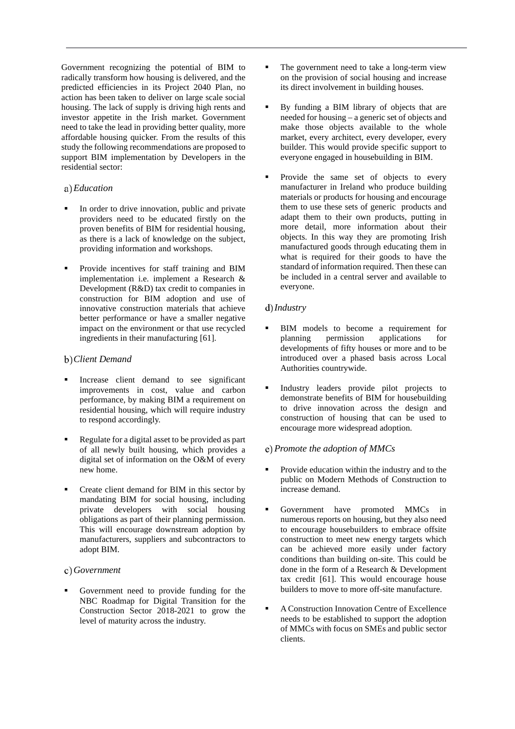Government recognizing the potential of BIM to radically transform how housing is delivered, and the predicted efficiencies in its Project 2040 Plan, no action has been taken to deliver on large scale social housing. The lack of supply is driving high rents and investor appetite in the Irish market. Government need to take the lead in providing better quality, more affordable housing quicker. From the results of this study the following recommendations are proposed to support BIM implementation by Developers in the residential sector:

a) *Education*

- In order to drive innovation, public and private providers need to be educated firstly on the proven benefits of BIM for residential housing, as there is a lack of knowledge on the subject, providing information and workshops.
- Provide incentives for staff training and BIM implementation i.e. implement a Research & Development (R&D) tax credit to companies in construction for BIM adoption and use of innovative construction materials that achieve better performance or have a smaller negative impact on the environment or that use recycled ingredients in their manufacturing [61].

b) *Client Demand*

- Increase client demand to see significant improvements in cost, value and carbon performance, by making BIM a requirement on residential housing, which will require industry to respond accordingly.
- Regulate for a digital asset to be provided as part of all newly built housing, which provides a digital set of information on the O&M of every new home.
- Create client demand for BIM in this sector by mandating BIM for social housing, including private developers with social housing obligations as part of their planning permission. This will encourage downstream adoption by manufacturers, suppliers and subcontractors to adopt BIM.

c) *Government*

- Government need to provide funding for the NBC Roadmap for Digital Transition for the Construction Sector 2018-2021 to grow the level of maturity across the industry.
- The government need to take a long-term view on the provision of social housing and increase its direct involvement in building houses.
- By funding a BIM library of objects that are needed for housing – a generic set of objects and make those objects available to the whole market, every architect, every developer, every builder. This would provide specific support to everyone engaged in housebuilding in BIM.
- Provide the same set of objects to every manufacturer in Ireland who produce building materials or products for housing and encourage them to use these sets of generic products and adapt them to their own products, putting in more detail, more information about their objects. In this way they are promoting Irish manufactured goods through educating them in what is required for their goods to have the standard of information required. Then these can be included in a central server and available to everyone.

d) *Industry*

- BIM models to become a requirement for planning permission applications for developments of fifty houses or more and to be introduced over a phased basis across Local Authorities countrywide.
- Industry leaders provide pilot projects to demonstrate benefits of BIM for housebuilding to drive innovation across the design and construction of housing that can be used to encourage more widespread adoption.

e) *Promote the adoption of MMCs*

- Provide education within the industry and to the public on Modern Methods of Construction to increase demand.
- Government have promoted MMCs in numerous reports on housing, but they also need to encourage housebuilders to embrace offsite construction to meet new energy targets which can be achieved more easily under factory conditions than building on-site. This could be done in the form of a Research & Development tax credit [61]. This would encourage house builders to move to more off-site manufacture.
- A Construction Innovation Centre of Excellence needs to be established to support the adoption of MMCs with focus on SMEs and public sector clients.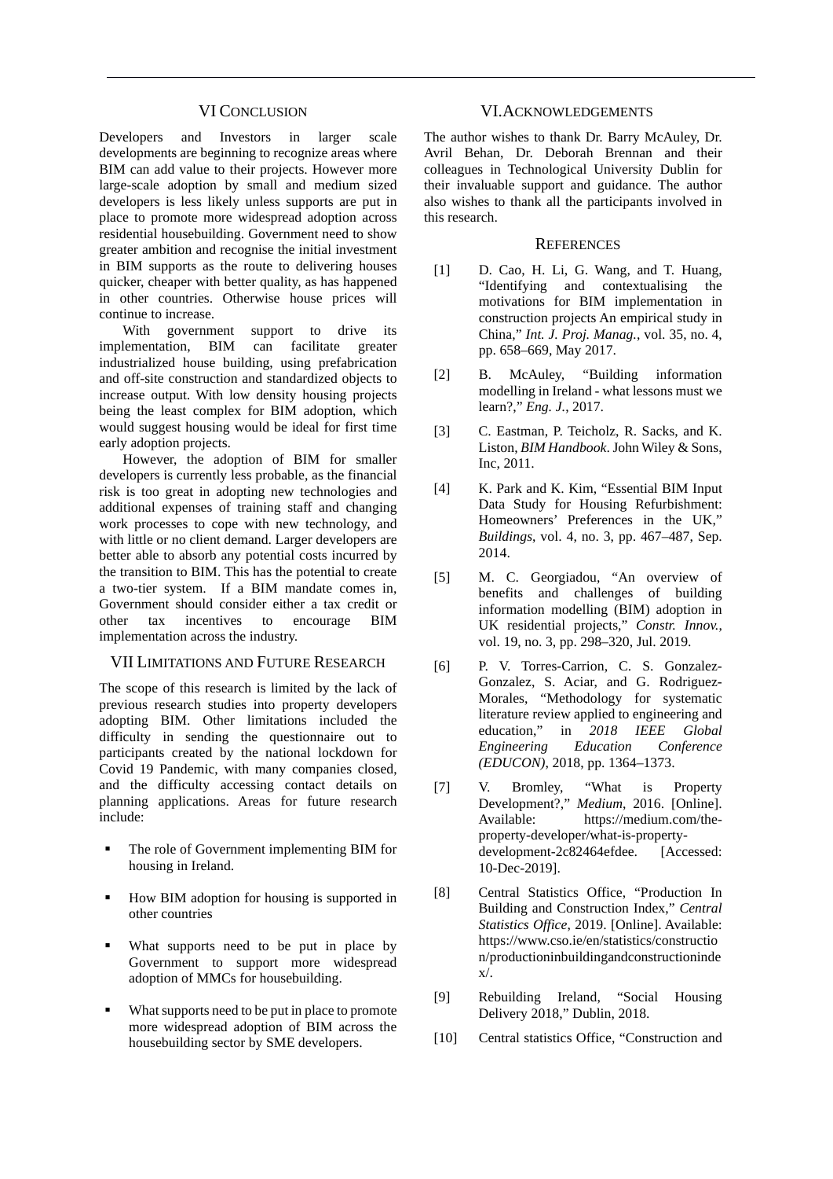## VI Conclusion

Developers and Investors in larger scale developments are beginning to recognize areas where BIM can add value to their projects. However more large-scale adoption by small and medium sized developers is less likely unless supports are put in place to promote more widespread adoption across residential housebuilding. Government need to show greater ambition and recognise the initial investment in BIM supports as the route to delivering houses quicker, cheaper with better quality, as has happened in other countries. Otherwise house prices will continue to increase.

With government support to drive its implementation, BIM can facilitate greater industrialized house building, using prefabrication and off-site construction and standardized objects to increase output. With low density housing projects being the least complex for BIM adoption, which would suggest housing would be ideal for first time early adoption projects.

However, the adoption of BIM for smaller developers is currently less probable, as the financial risk is too great in adopting new technologies and additional expenses of training staff and changing work processes to cope with new technology, and with little or no client demand. Larger developers are better able to absorb any potential costs incurred by the transition to BIM. This has the potential to create a two-tier system. If a BIM mandate comes in, Government should consider either a tax credit or other tax incentives to encourage BIM implementation across the industry.

## VII Limitations and Future Research

The scope of this research is limited by the lack of previous research studies into property developers adopting BIM. Other limitations included the difficulty in sending the questionnaire out to participants created by the national lockdown for Covid 19 Pandemic, with many companies closed, and the difficulty accessing contact details on planning applications. Areas for future research include:

- The role of Government implementing BIM for housing in Ireland.
- How BIM adoption for housing is supported in other countries
- What supports need to be put in place by Government to support more widespread adoption of MMCs for housebuilding.
- What supports need to be put in place to promote more widespread adoption of BIM across the housebuilding sector by SME developers.

## VI. Acknowledgements

The author wishes to thank Dr. Barry McAuley, Dr. Avril Behan, Dr. Deborah Brennan and their colleagues in Technological University Dublin for their invaluable support and guidance. The author also wishes to thank all the participants involved in this research.

## References

[1] D. Cao, H. Li, G. Wang, and T. Huang, "Identifying and contextualising the motivations for BIM implementation in construction projects An empirical study in China," *Int. J. Proj. Manag.*, vol. 35, no. 4, pp. 658–669, May 2017.

[2] B. McAuley, "Building information modelling in Ireland - what lessons must we learn?," *Eng. J.*, 2017.

[3] C. Eastman, P. Teicholz, R. Sacks, and K. Liston, *BIM Handbook*. John Wiley & Sons, Inc, 2011.

[4] K. Park and K. Kim, "Essential BIM Input Data Study for Housing Refurbishment: Homeowners' Preferences in the UK," *Buildings*, vol. 4, no. 3, pp. 467–487, Sep. 2014.

[5] M. C. Georgiadou, "An overview of benefits and challenges of building information modelling (BIM) adoption in UK residential projects," *Constr. Innov.*, vol. 19, no. 3, pp. 298–320, Jul. 2019.

[6] P. V. Torres-Carrion, C. S. Gonzalez-Gonzalez, S. Aciar, and G. Rodriguez-Morales, "Methodology for systematic literature review applied to engineering and education," in *2018 IEEE Global Engineering Education Conference (EDUCON)*, 2018, pp. 1364–1373.

[7] V. Bromley, "What is Property Development?," *Medium*, 2016. [Online]. Available: https://medium.com/the-property-developer/what-is-property-development-2c82464efdee. [Accessed: 10-Dec-2019].

[8] Central Statistics Office, "Production In Building and Construction Index," *Central Statistics Office*, 2019. [Online]. Available: https://www.cso.ie/en/statistics/construction/productioninbuildingandconstructionindex/.

[9] Rebuilding Ireland, "Social Housing Delivery 2018," Dublin, 2018.

[10] Central statistics Office, "Construction and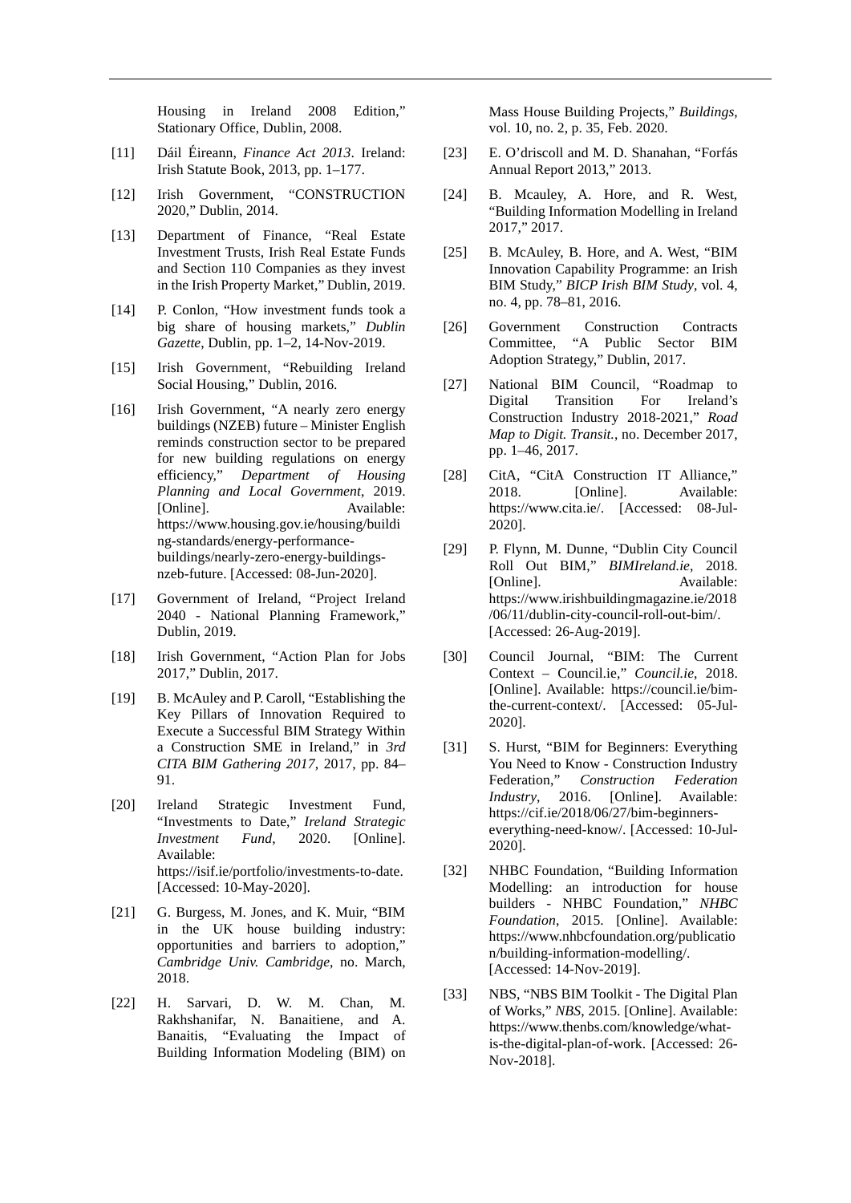Housing in Ireland 2008 Edition," Stationary Office, Dublin, 2008.

[11] Dáil Éireann, *Finance Act 2013*. Ireland: Irish Statute Book, 2013, pp. 1–177.

[12] Irish Government, "CONSTRUCTION 2020," Dublin, 2014.

[13] Department of Finance, "Real Estate Investment Trusts, Irish Real Estate Funds and Section 110 Companies as they invest in the Irish Property Market," Dublin, 2019.

[14] P. Conlon, "How investment funds took a big share of housing markets," *Dublin Gazette*, Dublin, pp. 1–2, 14-Nov-2019.

[15] Irish Government, "Rebuilding Ireland Social Housing," Dublin, 2016.

[16] Irish Government, "A nearly zero energy buildings (NZEB) future – Minister English reminds construction sector to be prepared for new building regulations on energy efficiency," *Department of Housing Planning and Local Government*, 2019. [Online]. Available: https://www.housing.gov.ie/housing/building-standards/energy-performance-buildings/nearly-zero-energy-buildings-nzeb-future. [Accessed: 08-Jun-2020].

[17] Government of Ireland, "Project Ireland 2040 - National Planning Framework," Dublin, 2019.

[18] Irish Government, "Action Plan for Jobs 2017," Dublin, 2017.

[19] B. McAuley and P. Caroll, "Establishing the Key Pillars of Innovation Required to Execute a Successful BIM Strategy Within a Construction SME in Ireland," in *3rd CITA BIM Gathering 2017*, 2017, pp. 84–91.

[20] Ireland Strategic Investment Fund, "Investments to Date," *Ireland Strategic Investment Fund*, 2020. [Online]. Available: https://isif.ie/portfolio/investments-to-date. [Accessed: 10-May-2020].

[21] G. Burgess, M. Jones, and K. Muir, "BIM in the UK house building industry: opportunities and barriers to adoption," *Cambridge Univ. Cambridge*, no. March, 2018.

[22] H. Sarvari, D. W. M. Chan, M. Rakhshanifar, N. Banaitiene, and A. Banaitis, "Evaluating the Impact of Building Information Modeling (BIM) on Mass House Building Projects," *Buildings*, vol. 10, no. 2, p. 35, Feb. 2020.

[23] E. O'driscoll and M. D. Shanahan, "Forfás Annual Report 2013," 2013.

[24] B. Mcauley, A. Hore, and R. West, "Building Information Modelling in Ireland 2017," 2017.

[25] B. McAuley, B. Hore, and A. West, "BIM Innovation Capability Programme: an Irish BIM Study," *BICP Irish BIM Study*, vol. 4, no. 4, pp. 78–81, 2016.

[26] Government Construction Contracts Committee, "A Public Sector BIM Adoption Strategy," Dublin, 2017.

[27] National BIM Council, "Roadmap to Digital Transition For Ireland's Construction Industry 2018-2021," *Road Map to Digit. Transit.*, no. December 2017, pp. 1–46, 2017.

[28] CitA, "CitA Construction IT Alliance," 2018. [Online]. Available: https://www.cita.ie/. [Accessed: 08-Jul-2020].

[29] P. Flynn, M. Dunne, "Dublin City Council Roll Out BIM," *BIMIreland.ie*, 2018. [Online]. Available: https://www.irishbuildingmagazine.ie/2018/06/11/dublin-city-council-roll-out-bim/. [Accessed: 26-Aug-2019].

[30] Council Journal, "BIM: The Current Context – Council.ie," *Council.ie*, 2018. [Online]. Available: https://council.ie/bim-the-current-context/. [Accessed: 05-Jul-2020].

[31] S. Hurst, "BIM for Beginners: Everything You Need to Know - Construction Industry Federation," *Construction Federation Industry*, 2016. [Online]. Available: https://cif.ie/2018/06/27/bim-beginners-everything-need-know/. [Accessed: 10-Jul-2020].

[32] NHBC Foundation, "Building Information Modelling: an introduction for house builders - NHBC Foundation," *NHBC Foundation*, 2015. [Online]. Available: https://www.nhbcfoundation.org/publication/building-information-modelling/. [Accessed: 14-Nov-2019].

[33] NBS, "NBS BIM Toolkit - The Digital Plan of Works," *NBS*, 2015. [Online]. Available: https://www.thenbs.com/knowledge/what-is-the-digital-plan-of-work. [Accessed: 26-Nov-2018].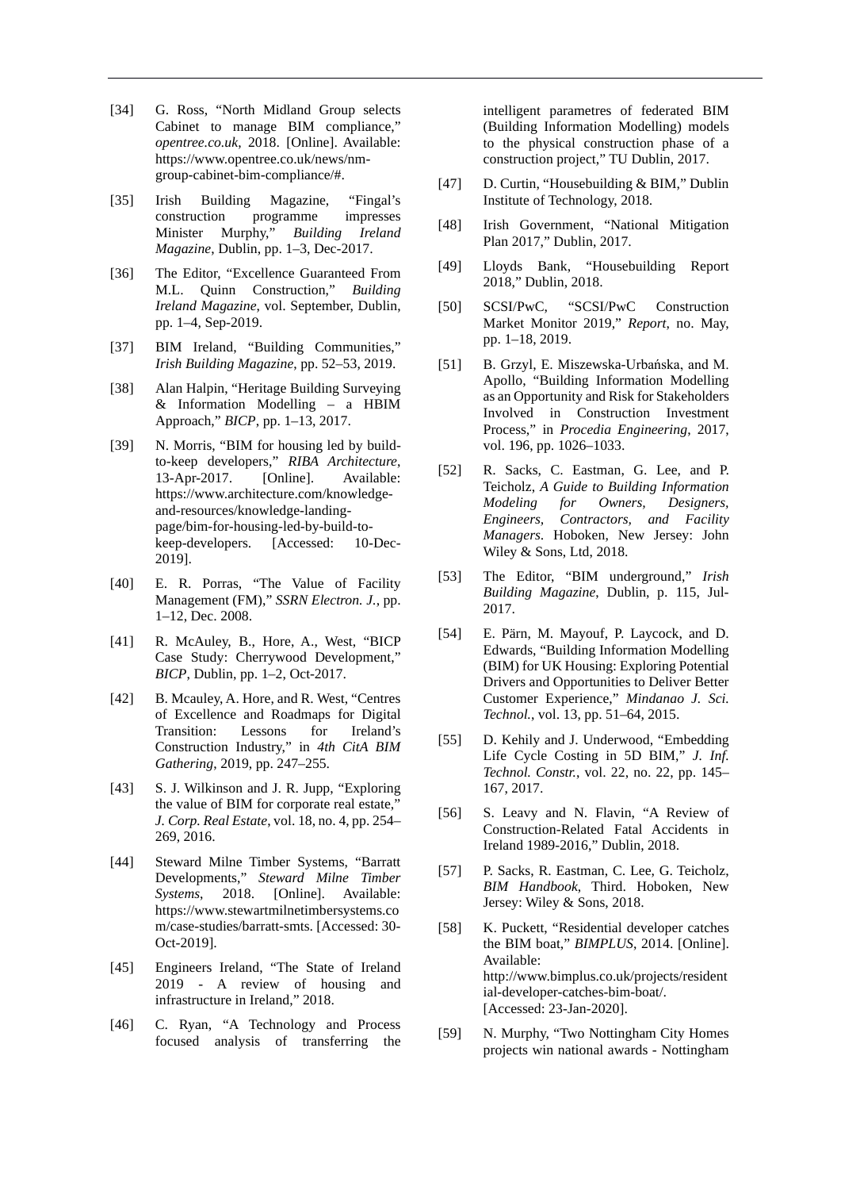[34] G. Ross, "North Midland Group selects Cabinet to manage BIM compliance," *opentree.co.uk*, 2018. [Online]. Available: https://www.opentree.co.uk/news/nm-group-cabinet-bim-compliance/#.

[35] Irish Building Magazine, "Fingal's construction programme impresses Minister Murphy," *Building Ireland Magazine*, Dublin, pp. 1–3, Dec-2017.

[36] The Editor, "Excellence Guaranteed From M.L. Quinn Construction," *Building Ireland Magazine*, vol. September, Dublin, pp. 1–4, Sep-2019.

[37] BIM Ireland, "Building Communities," *Irish Building Magazine*, pp. 52–53, 2019.

[38] Alan Halpin, "Heritage Building Surveying & Information Modelling – a HBIM Approach," *BICP*, pp. 1–13, 2017.

[39] N. Morris, "BIM for housing led by build-to-keep developers," *RIBA Architecture*, 13-Apr-2017. [Online]. Available: https://www.architecture.com/knowledge-and-resources/knowledge-landing-page/bim-for-housing-led-by-build-to-keep-developers. [Accessed: 10-Dec-2019].

[40] E. R. Porras, "The Value of Facility Management (FM)," *SSRN Electron. J.*, pp. 1–12, Dec. 2008.

[41] R. McAuley, B., Hore, A., West, "BICP Case Study: Cherrywood Development," *BICP*, Dublin, pp. 1–2, Oct-2017.

[42] B. Mcauley, A. Hore, and R. West, "Centres of Excellence and Roadmaps for Digital Transition: Lessons for Ireland's Construction Industry," in *4th CitA BIM Gathering*, 2019, pp. 247–255.

[43] S. J. Wilkinson and J. R. Jupp, "Exploring the value of BIM for corporate real estate," *J. Corp. Real Estate*, vol. 18, no. 4, pp. 254–269, 2016.

[44] Steward Milne Timber Systems, "Barratt Developments," *Steward Milne Timber Systems*, 2018. [Online]. Available: https://www.stewartmilnetimbersystems.com/case-studies/barratt-smts. [Accessed: 30-Oct-2019].

[45] Engineers Ireland, "The State of Ireland 2019 - A review of housing and infrastructure in Ireland," 2018.

[46] C. Ryan, "A Technology and Process focused analysis of transferring the intelligent parametres of federated BIM (Building Information Modelling) models to the physical construction phase of a construction project," TU Dublin, 2017.

[47] D. Curtin, "Housebuilding & BIM," Dublin Institute of Technology, 2018.

[48] Irish Government, "National Mitigation Plan 2017," Dublin, 2017.

[49] Lloyds Bank, "Housebuilding Report 2018," Dublin, 2018.

[50] SCSI/PwC, "SCSI/PwC Construction Market Monitor 2019," *Report*, no. May, pp. 1–18, 2019.

[51] B. Grzyl, E. Miszewska-Urbańska, and M. Apollo, "Building Information Modelling as an Opportunity and Risk for Stakeholders Involved in Construction Investment Process," in *Procedia Engineering*, 2017, vol. 196, pp. 1026–1033.

[52] R. Sacks, C. Eastman, G. Lee, and P. Teicholz, *A Guide to Building Information Modeling for Owners, Designers, Engineers, Contractors, and Facility Managers*. Hoboken, New Jersey: John Wiley & Sons, Ltd, 2018.

[53] The Editor, "BIM underground," *Irish Building Magazine*, Dublin, p. 115, Jul-2017.

[54] E. Pärn, M. Mayouf, P. Laycock, and D. Edwards, "Building Information Modelling (BIM) for UK Housing: Exploring Potential Drivers and Opportunities to Deliver Better Customer Experience," *Mindanao J. Sci. Technol.*, vol. 13, pp. 51–64, 2015.

[55] D. Kehily and J. Underwood, "Embedding Life Cycle Costing in 5D BIM," *J. Inf. Technol. Constr.*, vol. 22, no. 22, pp. 145–167, 2017.

[56] S. Leavy and N. Flavin, "A Review of Construction-Related Fatal Accidents in Ireland 1989-2016," Dublin, 2018.

[57] P. Sacks, R. Eastman, C. Lee, G. Teicholz, *BIM Handbook*, Third. Hoboken, New Jersey: Wiley & Sons, 2018.

[58] K. Puckett, "Residential developer catches the BIM boat," *BIMPLUS*, 2014. [Online]. Available: http://www.bimplus.co.uk/projects/residential-developer-catches-bim-boat/. [Accessed: 23-Jan-2020].

[59] N. Murphy, "Two Nottingham City Homes projects win national awards - Nottingham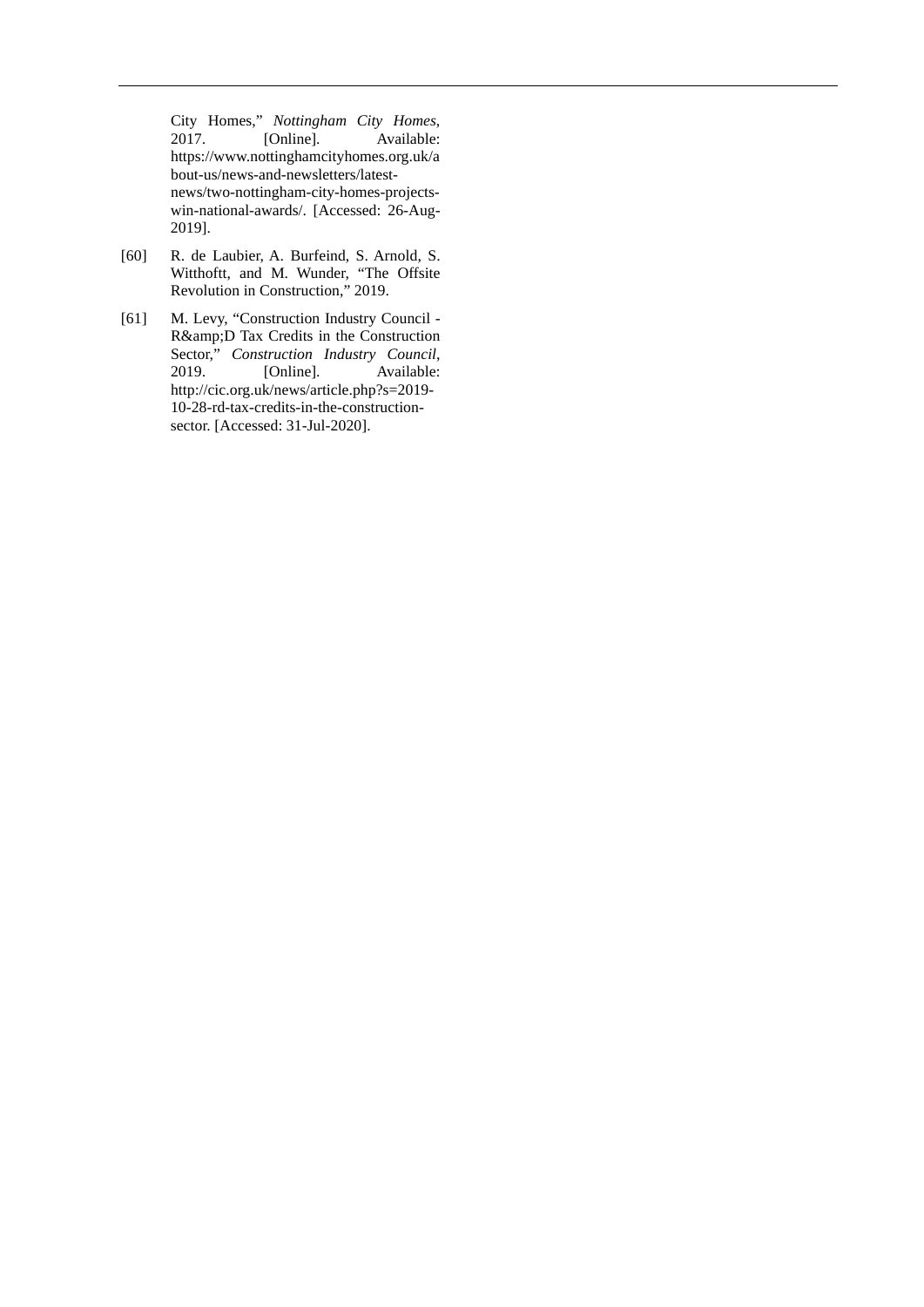City Homes," *Nottingham City Homes*, 2017. [Online]. Available: https://www.nottinghamcityhomes.org.uk/about-us/news-and-newsletters/latest-news/two-nottingham-city-homes-projects-win-national-awards/. [Accessed: 26-Aug-2019].

[60] R. de Laubier, A. Burfeind, S. Arnold, S. Witthoftt, and M. Wunder, "The Offsite Revolution in Construction," 2019.

[61] M. Levy, "Construction Industry Council - R&amp;D Tax Credits in the Construction Sector," *Construction Industry Council*, 2019. [Online]. Available: http://cic.org.uk/news/article.php?s=2019-10-28-rd-tax-credits-in-the-construction-sector. [Accessed: 31-Jul-2020].